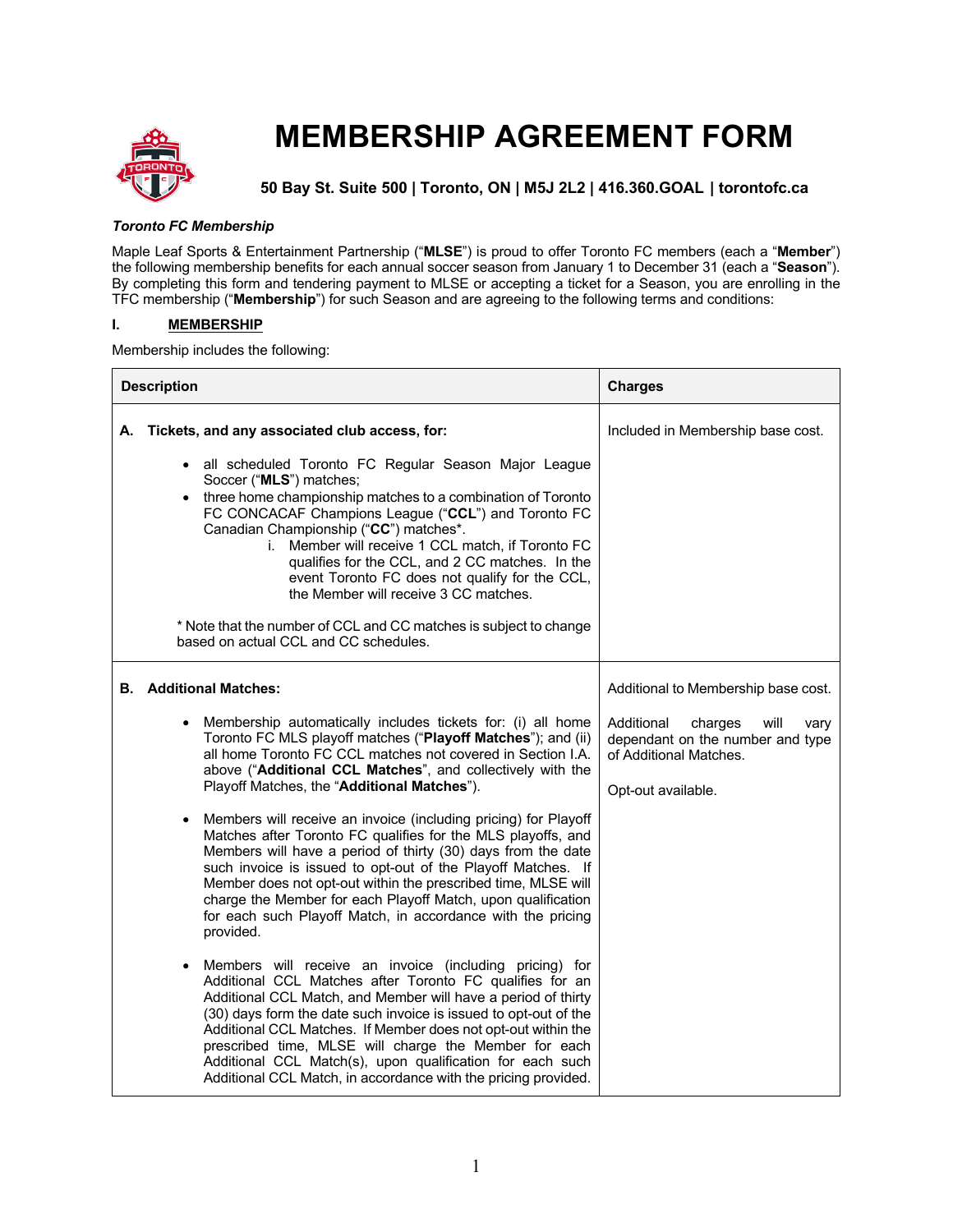# MEMBERSHIP AGREEMENT FORM

**50 Bay St. Suite 500 | Toronto, ON | M5J 2L2 | 416.360.GOAL | torontofc.ca**

***Toronto FC Membership***

Maple Leaf Sports & Entertainment Partnership ("**MLSE**") is proud to offer Toronto FC members (each a "**Member**") the following membership benefits for each annual soccer season from January 1 to December 31 (each a "**Season**"). By completing this form and tendering payment to MLSE or accepting a ticket for a Season, you are enrolling in the TFC membership ("**Membership**") for such Season and are agreeing to the following terms and conditions:

## I. <u>MEMBERSHIP</u>

Membership includes the following:

| Description | Charges |
|---|---|
| **A. Tickets, and any associated club access, for:**<br><br>• all scheduled Toronto FC Regular Season Major League Soccer ("**MLS**") matches;<br>• three home championship matches to a combination of Toronto FC CONCACAF Champions League ("**CCL**") and Toronto FC Canadian Championship ("**CC**") matches*.<br>&nbsp;&nbsp;&nbsp;&nbsp;i. Member will receive 1 CCL match, if Toronto FC qualifies for the CCL, and 2 CC matches. In the event Toronto FC does not qualify for the CCL, the Member will receive 3 CC matches.<br><br>* Note that the number of CCL and CC matches is subject to change based on actual CCL and CC schedules. | Included in Membership base cost. |
| **B. Additional Matches:**<br><br>• Membership automatically includes tickets for: (i) all home Toronto FC MLS playoff matches ("**Playoff Matches**"); and (ii) all home Toronto FC CCL matches not covered in Section I.A. above ("**Additional CCL Matches**", and collectively with the Playoff Matches, the "**Additional Matches**").<br><br>• Members will receive an invoice (including pricing) for Playoff Matches after Toronto FC qualifies for the MLS playoffs, and Members will have a period of thirty (30) days from the date such invoice is issued to opt-out of the Playoff Matches. If Member does not opt-out within the prescribed time, MLSE will charge the Member for each Playoff Match, upon qualification for each such Playoff Match, in accordance with the pricing provided.<br><br>• Members will receive an invoice (including pricing) for Additional CCL Matches after Toronto FC qualifies for an Additional CCL Match, and Member will have a period of thirty (30) days form the date such invoice is issued to opt-out of the Additional CCL Matches. If Member does not opt-out within the prescribed time, MLSE will charge the Member for each Additional CCL Match(s), upon qualification for each such Additional CCL Match, in accordance with the pricing provided. | Additional to Membership base cost.<br><br>Additional charges will vary dependant on the number and type of Additional Matches.<br><br>Opt-out available. |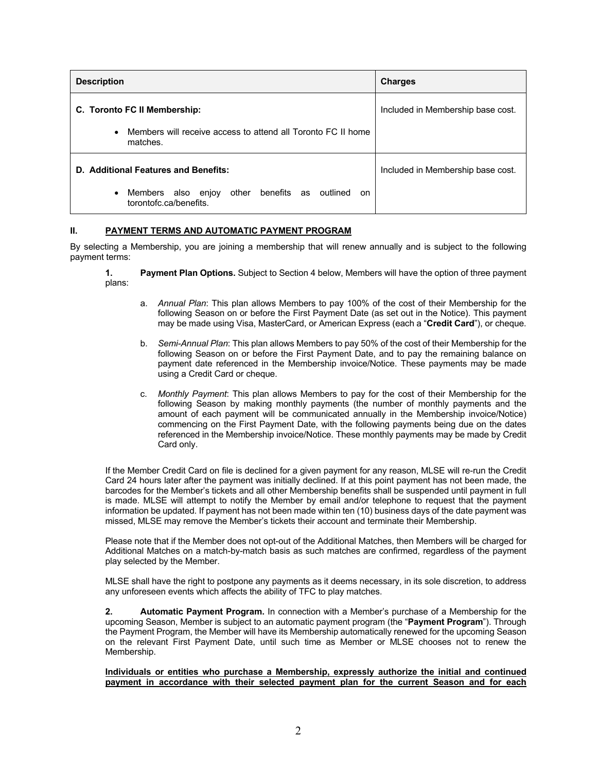| Description | Charges |
| --- | --- |
| **C. Toronto FC II Membership:**<br><br>• Members will receive access to attend all Toronto FC II home matches. | Included in Membership base cost. |
| **D. Additional Features and Benefits:**<br><br>• Members also enjoy other benefits as outlined on torontofc.ca/benefits. | Included in Membership base cost. |

## II. PAYMENT TERMS AND AUTOMATIC PAYMENT PROGRAM

By selecting a Membership, you are joining a membership that will renew annually and is subject to the following payment terms:

**1. Payment Plan Options.** Subject to Section 4 below, Members will have the option of three payment plans:

a. *Annual Plan*: This plan allows Members to pay 100% of the cost of their Membership for the following Season on or before the First Payment Date (as set out in the Notice). This payment may be made using Visa, MasterCard, or American Express (each a "**Credit Card**"), or cheque.

b. *Semi-Annual Plan*: This plan allows Members to pay 50% of the cost of their Membership for the following Season on or before the First Payment Date, and to pay the remaining balance on payment date referenced in the Membership invoice/Notice. These payments may be made using a Credit Card or cheque.

c. *Monthly Payment*: This plan allows Members to pay for the cost of their Membership for the following Season by making monthly payments (the number of monthly payments and the amount of each payment will be communicated annually in the Membership invoice/Notice) commencing on the First Payment Date, with the following payments being due on the dates referenced in the Membership invoice/Notice. These monthly payments may be made by Credit Card only.

If the Member Credit Card on file is declined for a given payment for any reason, MLSE will re-run the Credit Card 24 hours later after the payment was initially declined. If at this point payment has not been made, the barcodes for the Member's tickets and all other Membership benefits shall be suspended until payment in full is made. MLSE will attempt to notify the Member by email and/or telephone to request that the payment information be updated. If payment has not been made within ten (10) business days of the date payment was missed, MLSE may remove the Member's tickets their account and terminate their Membership.

Please note that if the Member does not opt-out of the Additional Matches, then Members will be charged for Additional Matches on a match-by-match basis as such matches are confirmed, regardless of the payment play selected by the Member.

MLSE shall have the right to postpone any payments as it deems necessary, in its sole discretion, to address any unforeseen events which affects the ability of TFC to play matches.

**2. Automatic Payment Program.** In connection with a Member's purchase of a Membership for the upcoming Season, Member is subject to an automatic payment program (the "**Payment Program**"). Through the Payment Program, the Member will have its Membership automatically renewed for the upcoming Season on the relevant First Payment Date, until such time as Member or MLSE chooses not to renew the Membership.

**Individuals or entities who purchase a Membership, expressly authorize the initial and continued payment in accordance with their selected payment plan for the current Season and for each**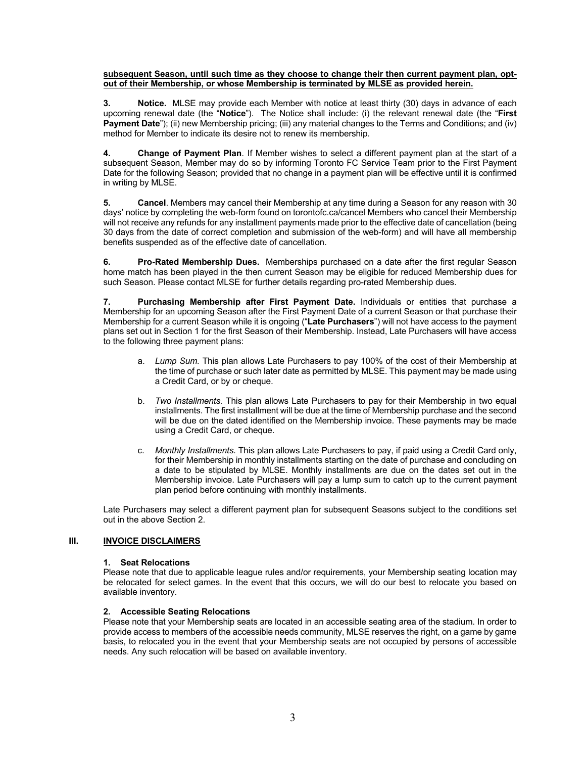**subsequent Season, until such time as they choose to change their then current payment plan, opt-out of their Membership, or whose Membership is terminated by MLSE as provided herein.**

**3. Notice.** MLSE may provide each Member with notice at least thirty (30) days in advance of each upcoming renewal date (the "**Notice**"). The Notice shall include: (i) the relevant renewal date (the "**First Payment Date**"); (ii) new Membership pricing; (iii) any material changes to the Terms and Conditions; and (iv) method for Member to indicate its desire not to renew its membership.

**4. Change of Payment Plan**. If Member wishes to select a different payment plan at the start of a subsequent Season, Member may do so by informing Toronto FC Service Team prior to the First Payment Date for the following Season; provided that no change in a payment plan will be effective until it is confirmed in writing by MLSE.

**5. Cancel**. Members may cancel their Membership at any time during a Season for any reason with 30 days' notice by completing the web-form found on torontofc.ca/cancel Members who cancel their Membership will not receive any refunds for any installment payments made prior to the effective date of cancellation (being 30 days from the date of correct completion and submission of the web-form) and will have all membership benefits suspended as of the effective date of cancellation.

**6. Pro-Rated Membership Dues.** Memberships purchased on a date after the first regular Season home match has been played in the then current Season may be eligible for reduced Membership dues for such Season. Please contact MLSE for further details regarding pro-rated Membership dues.

**7. Purchasing Membership after First Payment Date.** Individuals or entities that purchase a Membership for an upcoming Season after the First Payment Date of a current Season or that purchase their Membership for a current Season while it is ongoing ("**Late Purchasers**") will not have access to the payment plans set out in Section 1 for the first Season of their Membership. Instead, Late Purchasers will have access to the following three payment plans:

a. *Lump Sum.* This plan allows Late Purchasers to pay 100% of the cost of their Membership at the time of purchase or such later date as permitted by MLSE. This payment may be made using a Credit Card, or by or cheque.

b. *Two Installments.* This plan allows Late Purchasers to pay for their Membership in two equal installments. The first installment will be due at the time of Membership purchase and the second will be due on the dated identified on the Membership invoice. These payments may be made using a Credit Card, or cheque.

c. *Monthly Installments.* This plan allows Late Purchasers to pay, if paid using a Credit Card only, for their Membership in monthly installments starting on the date of purchase and concluding on a date to be stipulated by MLSE. Monthly installments are due on the dates set out in the Membership invoice. Late Purchasers will pay a lump sum to catch up to the current payment plan period before continuing with monthly installments.

Late Purchasers may select a different payment plan for subsequent Seasons subject to the conditions set out in the above Section 2.

## III. INVOICE DISCLAIMERS

### 1. Seat Relocations

Please note that due to applicable league rules and/or requirements, your Membership seating location may be relocated for select games. In the event that this occurs, we will do our best to relocate you based on available inventory.

### 2. Accessible Seating Relocations

Please note that your Membership seats are located in an accessible seating area of the stadium. In order to provide access to members of the accessible needs community, MLSE reserves the right, on a game by game basis, to relocated you in the event that your Membership seats are not occupied by persons of accessible needs. Any such relocation will be based on available inventory.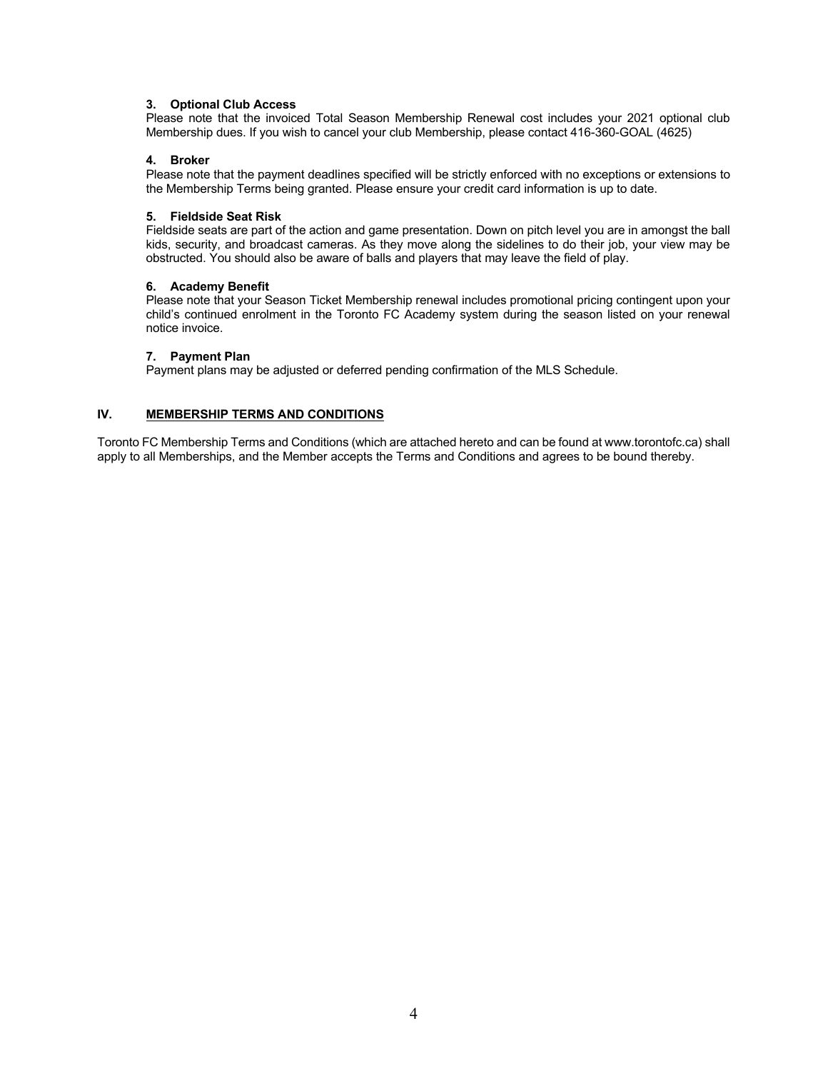**3. Optional Club Access**

Please note that the invoiced Total Season Membership Renewal cost includes your 2021 optional club Membership dues. If you wish to cancel your club Membership, please contact 416-360-GOAL (4625)

**4. Broker**

Please note that the payment deadlines specified will be strictly enforced with no exceptions or extensions to the Membership Terms being granted. Please ensure your credit card information is up to date.

**5. Fieldside Seat Risk**

Fieldside seats are part of the action and game presentation. Down on pitch level you are in amongst the ball kids, security, and broadcast cameras. As they move along the sidelines to do their job, your view may be obstructed. You should also be aware of balls and players that may leave the field of play.

**6. Academy Benefit**

Please note that your Season Ticket Membership renewal includes promotional pricing contingent upon your child's continued enrolment in the Toronto FC Academy system during the season listed on your renewal notice invoice.

**7. Payment Plan**

Payment plans may be adjusted or deferred pending confirmation of the MLS Schedule.

## IV. MEMBERSHIP TERMS AND CONDITIONS

Toronto FC Membership Terms and Conditions (which are attached hereto and can be found at www.torontofc.ca) shall apply to all Memberships, and the Member accepts the Terms and Conditions and agrees to be bound thereby.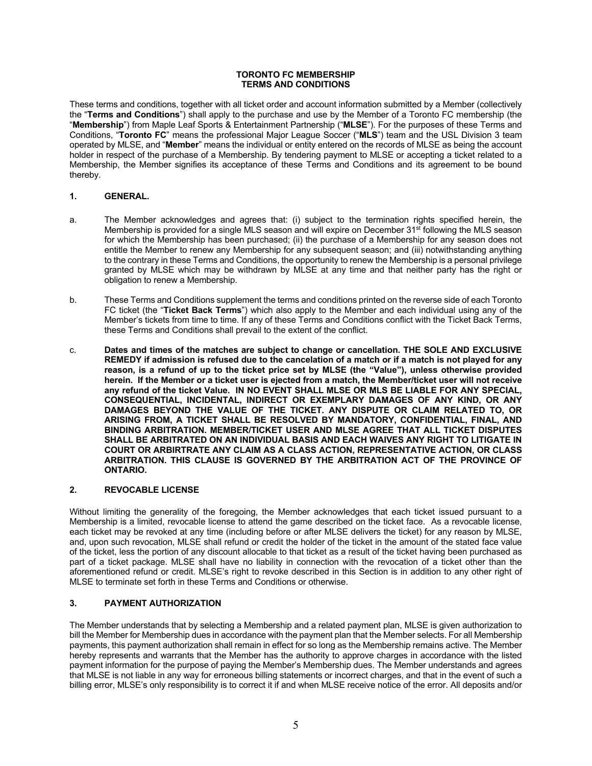**TORONTO FC MEMBERSHIP**
**TERMS AND CONDITIONS**

These terms and conditions, together with all ticket order and account information submitted by a Member (collectively the "**Terms and Conditions**") shall apply to the purchase and use by the Member of a Toronto FC membership (the "**Membership**") from Maple Leaf Sports & Entertainment Partnership ("**MLSE**"). For the purposes of these Terms and Conditions, "**Toronto FC**" means the professional Major League Soccer ("**MLS**") team and the USL Division 3 team operated by MLSE, and "**Member**" means the individual or entity entered on the records of MLSE as being the account holder in respect of the purchase of a Membership. By tendering payment to MLSE or accepting a ticket related to a Membership, the Member signifies its acceptance of these Terms and Conditions and its agreement to be bound thereby.

## 1. GENERAL.

a. The Member acknowledges and agrees that: (i) subject to the termination rights specified herein, the Membership is provided for a single MLS season and will expire on December 31st following the MLS season for which the Membership has been purchased; (ii) the purchase of a Membership for any season does not entitle the Member to renew any Membership for any subsequent season; and (iii) notwithstanding anything to the contrary in these Terms and Conditions, the opportunity to renew the Membership is a personal privilege granted by MLSE which may be withdrawn by MLSE at any time and that neither party has the right or obligation to renew a Membership.

b. These Terms and Conditions supplement the terms and conditions printed on the reverse side of each Toronto FC ticket (the "**Ticket Back Terms**") which also apply to the Member and each individual using any of the Member's tickets from time to time. If any of these Terms and Conditions conflict with the Ticket Back Terms, these Terms and Conditions shall prevail to the extent of the conflict.

c. **Dates and times of the matches are subject to change or cancellation. THE SOLE AND EXCLUSIVE REMEDY if admission is refused due to the cancelation of a match or if a match is not played for any reason, is a refund of up to the ticket price set by MLSE (the "Value"), unless otherwise provided herein. If the Member or a ticket user is ejected from a match, the Member/ticket user will not receive any refund of the ticket Value. IN NO EVENT SHALL MLSE OR MLS BE LIABLE FOR ANY SPECIAL, CONSEQUENTIAL, INCIDENTAL, INDIRECT OR EXEMPLARY DAMAGES OF ANY KIND, OR ANY DAMAGES BEYOND THE VALUE OF THE TICKET. ANY DISPUTE OR CLAIM RELATED TO, OR ARISING FROM, A TICKET SHALL BE RESOLVED BY MANDATORY, CONFIDENTIAL, FINAL, AND BINDING ARBITRATION. MEMBER/TICKET USER AND MLSE AGREE THAT ALL TICKET DISPUTES SHALL BE ARBITRATED ON AN INDIVIDUAL BASIS AND EACH WAIVES ANY RIGHT TO LITIGATE IN COURT OR ARBIRTRATE ANY CLAIM AS A CLASS ACTION, REPRESENTATIVE ACTION, OR CLASS ARBITRATION. THIS CLAUSE IS GOVERNED BY THE ARBITRATION ACT OF THE PROVINCE OF ONTARIO.**

## 2. REVOCABLE LICENSE

Without limiting the generality of the foregoing, the Member acknowledges that each ticket issued pursuant to a Membership is a limited, revocable license to attend the game described on the ticket face. As a revocable license, each ticket may be revoked at any time (including before or after MLSE delivers the ticket) for any reason by MLSE, and, upon such revocation, MLSE shall refund or credit the holder of the ticket in the amount of the stated face value of the ticket, less the portion of any discount allocable to that ticket as a result of the ticket having been purchased as part of a ticket package. MLSE shall have no liability in connection with the revocation of a ticket other than the aforementioned refund or credit. MLSE's right to revoke described in this Section is in addition to any other right of MLSE to terminate set forth in these Terms and Conditions or otherwise.

## 3. PAYMENT AUTHORIZATION

The Member understands that by selecting a Membership and a related payment plan, MLSE is given authorization to bill the Member for Membership dues in accordance with the payment plan that the Member selects. For all Membership payments, this payment authorization shall remain in effect for so long as the Membership remains active. The Member hereby represents and warrants that the Member has the authority to approve charges in accordance with the listed payment information for the purpose of paying the Member's Membership dues. The Member understands and agrees that MLSE is not liable in any way for erroneous billing statements or incorrect charges, and that in the event of such a billing error, MLSE's only responsibility is to correct it if and when MLSE receive notice of the error. All deposits and/or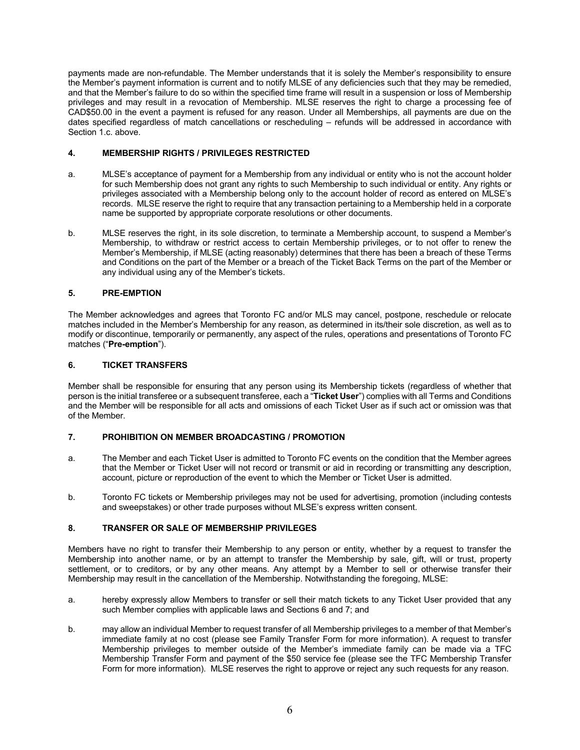payments made are non-refundable. The Member understands that it is solely the Member's responsibility to ensure the Member's payment information is current and to notify MLSE of any deficiencies such that they may be remedied, and that the Member's failure to do so within the specified time frame will result in a suspension or loss of Membership privileges and may result in a revocation of Membership. MLSE reserves the right to charge a processing fee of CAD$50.00 in the event a payment is refused for any reason. Under all Memberships, all payments are due on the dates specified regardless of match cancellations or rescheduling – refunds will be addressed in accordance with Section 1.c. above.

## 4. MEMBERSHIP RIGHTS / PRIVILEGES RESTRICTED

a. MLSE's acceptance of payment for a Membership from any individual or entity who is not the account holder for such Membership does not grant any rights to such Membership to such individual or entity. Any rights or privileges associated with a Membership belong only to the account holder of record as entered on MLSE's records. MLSE reserve the right to require that any transaction pertaining to a Membership held in a corporate name be supported by appropriate corporate resolutions or other documents.

b. MLSE reserves the right, in its sole discretion, to terminate a Membership account, to suspend a Member's Membership, to withdraw or restrict access to certain Membership privileges, or to not offer to renew the Member's Membership, if MLSE (acting reasonably) determines that there has been a breach of these Terms and Conditions on the part of the Member or a breach of the Ticket Back Terms on the part of the Member or any individual using any of the Member's tickets.

## 5. PRE-EMPTION

The Member acknowledges and agrees that Toronto FC and/or MLS may cancel, postpone, reschedule or relocate matches included in the Member's Membership for any reason, as determined in its/their sole discretion, as well as to modify or discontinue, temporarily or permanently, any aspect of the rules, operations and presentations of Toronto FC matches ("**Pre-emption**").

## 6. TICKET TRANSFERS

Member shall be responsible for ensuring that any person using its Membership tickets (regardless of whether that person is the initial transferee or a subsequent transferee, each a "**Ticket User**") complies with all Terms and Conditions and the Member will be responsible for all acts and omissions of each Ticket User as if such act or omission was that of the Member.

## 7. PROHIBITION ON MEMBER BROADCASTING / PROMOTION

a. The Member and each Ticket User is admitted to Toronto FC events on the condition that the Member agrees that the Member or Ticket User will not record or transmit or aid in recording or transmitting any description, account, picture or reproduction of the event to which the Member or Ticket User is admitted.

b. Toronto FC tickets or Membership privileges may not be used for advertising, promotion (including contests and sweepstakes) or other trade purposes without MLSE's express written consent.

## 8. TRANSFER OR SALE OF MEMBERSHIP PRIVILEGES

Members have no right to transfer their Membership to any person or entity, whether by a request to transfer the Membership into another name, or by an attempt to transfer the Membership by sale, gift, will or trust, property settlement, or to creditors, or by any other means. Any attempt by a Member to sell or otherwise transfer their Membership may result in the cancellation of the Membership. Notwithstanding the foregoing, MLSE:

a. hereby expressly allow Members to transfer or sell their match tickets to any Ticket User provided that any such Member complies with applicable laws and Sections 6 and 7; and

b. may allow an individual Member to request transfer of all Membership privileges to a member of that Member's immediate family at no cost (please see Family Transfer Form for more information). A request to transfer Membership privileges to member outside of the Member's immediate family can be made via a TFC Membership Transfer Form and payment of the $50 service fee (please see the TFC Membership Transfer Form for more information). MLSE reserves the right to approve or reject any such requests for any reason.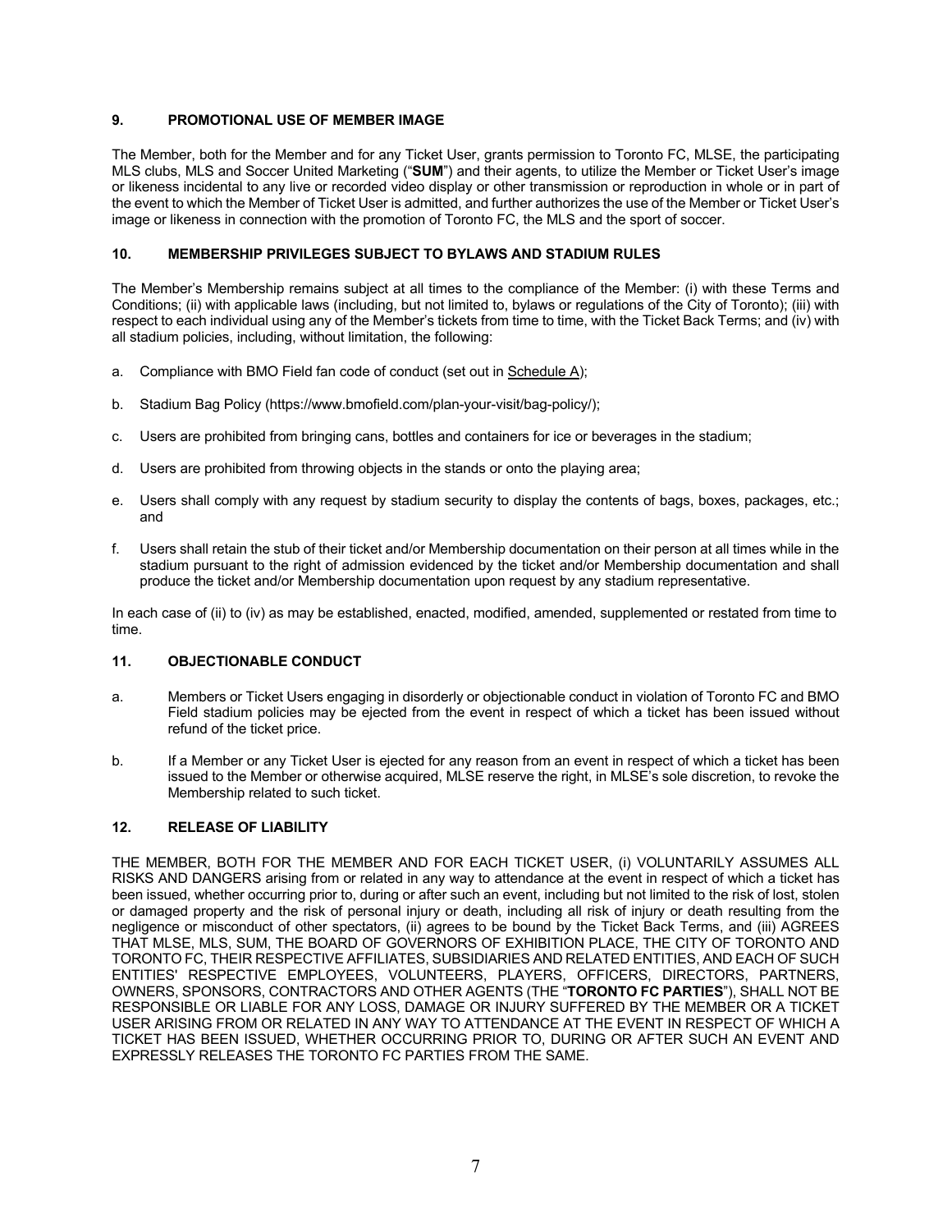## 9. PROMOTIONAL USE OF MEMBER IMAGE

The Member, both for the Member and for any Ticket User, grants permission to Toronto FC, MLSE, the participating MLS clubs, MLS and Soccer United Marketing ("**SUM**") and their agents, to utilize the Member or Ticket User's image or likeness incidental to any live or recorded video display or other transmission or reproduction in whole or in part of the event to which the Member of Ticket User is admitted, and further authorizes the use of the Member or Ticket User's image or likeness in connection with the promotion of Toronto FC, the MLS and the sport of soccer.

## 10. MEMBERSHIP PRIVILEGES SUBJECT TO BYLAWS AND STADIUM RULES

The Member's Membership remains subject at all times to the compliance of the Member: (i) with these Terms and Conditions; (ii) with applicable laws (including, but not limited to, bylaws or regulations of the City of Toronto); (iii) with respect to each individual using any of the Member's tickets from time to time, with the Ticket Back Terms; and (iv) with all stadium policies, including, without limitation, the following:

a. Compliance with BMO Field fan code of conduct (set out in Schedule A);

b. Stadium Bag Policy (https://www.bmofield.com/plan-your-visit/bag-policy/);

c. Users are prohibited from bringing cans, bottles and containers for ice or beverages in the stadium;

d. Users are prohibited from throwing objects in the stands or onto the playing area;

e. Users shall comply with any request by stadium security to display the contents of bags, boxes, packages, etc.; and

f. Users shall retain the stub of their ticket and/or Membership documentation on their person at all times while in the stadium pursuant to the right of admission evidenced by the ticket and/or Membership documentation and shall produce the ticket and/or Membership documentation upon request by any stadium representative.

In each case of (ii) to (iv) as may be established, enacted, modified, amended, supplemented or restated from time to time.

## 11. OBJECTIONABLE CONDUCT

a. Members or Ticket Users engaging in disorderly or objectionable conduct in violation of Toronto FC and BMO Field stadium policies may be ejected from the event in respect of which a ticket has been issued without refund of the ticket price.

b. If a Member or any Ticket User is ejected for any reason from an event in respect of which a ticket has been issued to the Member or otherwise acquired, MLSE reserve the right, in MLSE's sole discretion, to revoke the Membership related to such ticket.

## 12. RELEASE OF LIABILITY

THE MEMBER, BOTH FOR THE MEMBER AND FOR EACH TICKET USER, (i) VOLUNTARILY ASSUMES ALL RISKS AND DANGERS arising from or related in any way to attendance at the event in respect of which a ticket has been issued, whether occurring prior to, during or after such an event, including but not limited to the risk of lost, stolen or damaged property and the risk of personal injury or death, including all risk of injury or death resulting from the negligence or misconduct of other spectators, (ii) agrees to be bound by the Ticket Back Terms, and (iii) AGREES THAT MLSE, MLS, SUM, THE BOARD OF GOVERNORS OF EXHIBITION PLACE, THE CITY OF TORONTO AND TORONTO FC, THEIR RESPECTIVE AFFILIATES, SUBSIDIARIES AND RELATED ENTITIES, AND EACH OF SUCH ENTITIES' RESPECTIVE EMPLOYEES, VOLUNTEERS, PLAYERS, OFFICERS, DIRECTORS, PARTNERS, OWNERS, SPONSORS, CONTRACTORS AND OTHER AGENTS (THE "**TORONTO FC PARTIES**"), SHALL NOT BE RESPONSIBLE OR LIABLE FOR ANY LOSS, DAMAGE OR INJURY SUFFERED BY THE MEMBER OR A TICKET USER ARISING FROM OR RELATED IN ANY WAY TO ATTENDANCE AT THE EVENT IN RESPECT OF WHICH A TICKET HAS BEEN ISSUED, WHETHER OCCURRING PRIOR TO, DURING OR AFTER SUCH AN EVENT AND EXPRESSLY RELEASES THE TORONTO FC PARTIES FROM THE SAME.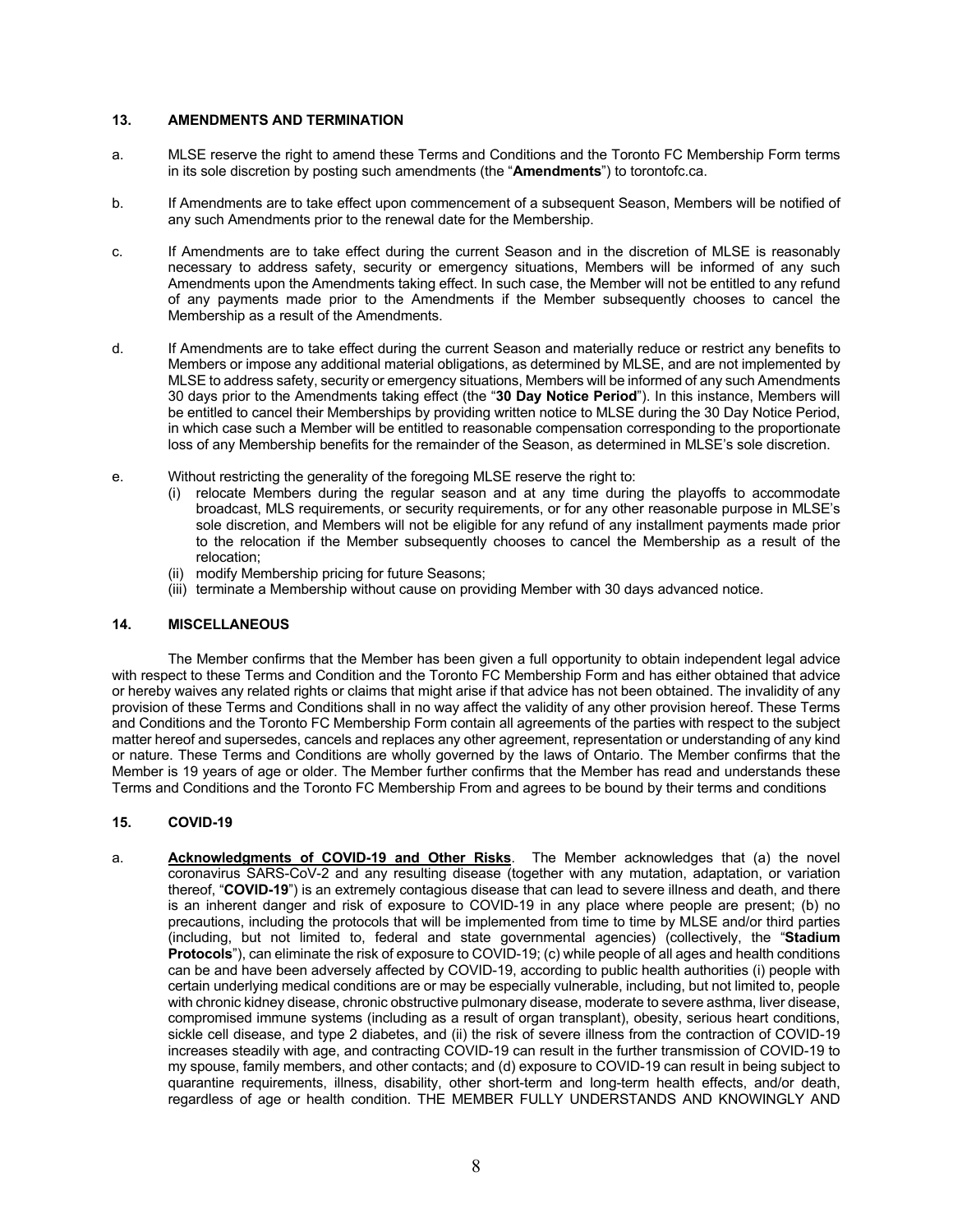## 13. AMENDMENTS AND TERMINATION

a. MLSE reserve the right to amend these Terms and Conditions and the Toronto FC Membership Form terms in its sole discretion by posting such amendments (the "**Amendments**") to torontofc.ca.

b. If Amendments are to take effect upon commencement of a subsequent Season, Members will be notified of any such Amendments prior to the renewal date for the Membership.

c. If Amendments are to take effect during the current Season and in the discretion of MLSE is reasonably necessary to address safety, security or emergency situations, Members will be informed of any such Amendments upon the Amendments taking effect. In such case, the Member will not be entitled to any refund of any payments made prior to the Amendments if the Member subsequently chooses to cancel the Membership as a result of the Amendments.

d. If Amendments are to take effect during the current Season and materially reduce or restrict any benefits to Members or impose any additional material obligations, as determined by MLSE, and are not implemented by MLSE to address safety, security or emergency situations, Members will be informed of any such Amendments 30 days prior to the Amendments taking effect (the "**30 Day Notice Period**"). In this instance, Members will be entitled to cancel their Memberships by providing written notice to MLSE during the 30 Day Notice Period, in which case such a Member will be entitled to reasonable compensation corresponding to the proportionate loss of any Membership benefits for the remainder of the Season, as determined in MLSE's sole discretion.

e. Without restricting the generality of the foregoing MLSE reserve the right to:
   (i) relocate Members during the regular season and at any time during the playoffs to accommodate broadcast, MLS requirements, or security requirements, or for any other reasonable purpose in MLSE's sole discretion, and Members will not be eligible for any refund of any installment payments made prior to the relocation if the Member subsequently chooses to cancel the Membership as a result of the relocation;
   (ii) modify Membership pricing for future Seasons;
   (iii) terminate a Membership without cause on providing Member with 30 days advanced notice.

## 14. MISCELLANEOUS

The Member confirms that the Member has been given a full opportunity to obtain independent legal advice with respect to these Terms and Condition and the Toronto FC Membership Form and has either obtained that advice or hereby waives any related rights or claims that might arise if that advice has not been obtained. The invalidity of any provision of these Terms and Conditions shall in no way affect the validity of any other provision hereof. These Terms and Conditions and the Toronto FC Membership Form contain all agreements of the parties with respect to the subject matter hereof and supersedes, cancels and replaces any other agreement, representation or understanding of any kind or nature. These Terms and Conditions are wholly governed by the laws of Ontario. The Member confirms that the Member is 19 years of age or older. The Member further confirms that the Member has read and understands these Terms and Conditions and the Toronto FC Membership From and agrees to be bound by their terms and conditions

## 15. COVID-19

a. **Acknowledgments of COVID-19 and Other Risks**. The Member acknowledges that (a) the novel coronavirus SARS-CoV-2 and any resulting disease (together with any mutation, adaptation, or variation thereof, "**COVID-19**") is an extremely contagious disease that can lead to severe illness and death, and there is an inherent danger and risk of exposure to COVID-19 in any place where people are present; (b) no precautions, including the protocols that will be implemented from time to time by MLSE and/or third parties (including, but not limited to, federal and state governmental agencies) (collectively, the "**Stadium Protocols**"), can eliminate the risk of exposure to COVID-19; (c) while people of all ages and health conditions can be and have been adversely affected by COVID-19, according to public health authorities (i) people with certain underlying medical conditions are or may be especially vulnerable, including, but not limited to, people with chronic kidney disease, chronic obstructive pulmonary disease, moderate to severe asthma, liver disease, compromised immune systems (including as a result of organ transplant), obesity, serious heart conditions, sickle cell disease, and type 2 diabetes, and (ii) the risk of severe illness from the contraction of COVID-19 increases steadily with age, and contracting COVID-19 can result in the further transmission of COVID-19 to my spouse, family members, and other contacts; and (d) exposure to COVID-19 can result in being subject to quarantine requirements, illness, disability, other short-term and long-term health effects, and/or death, regardless of age or health condition. THE MEMBER FULLY UNDERSTANDS AND KNOWINGLY AND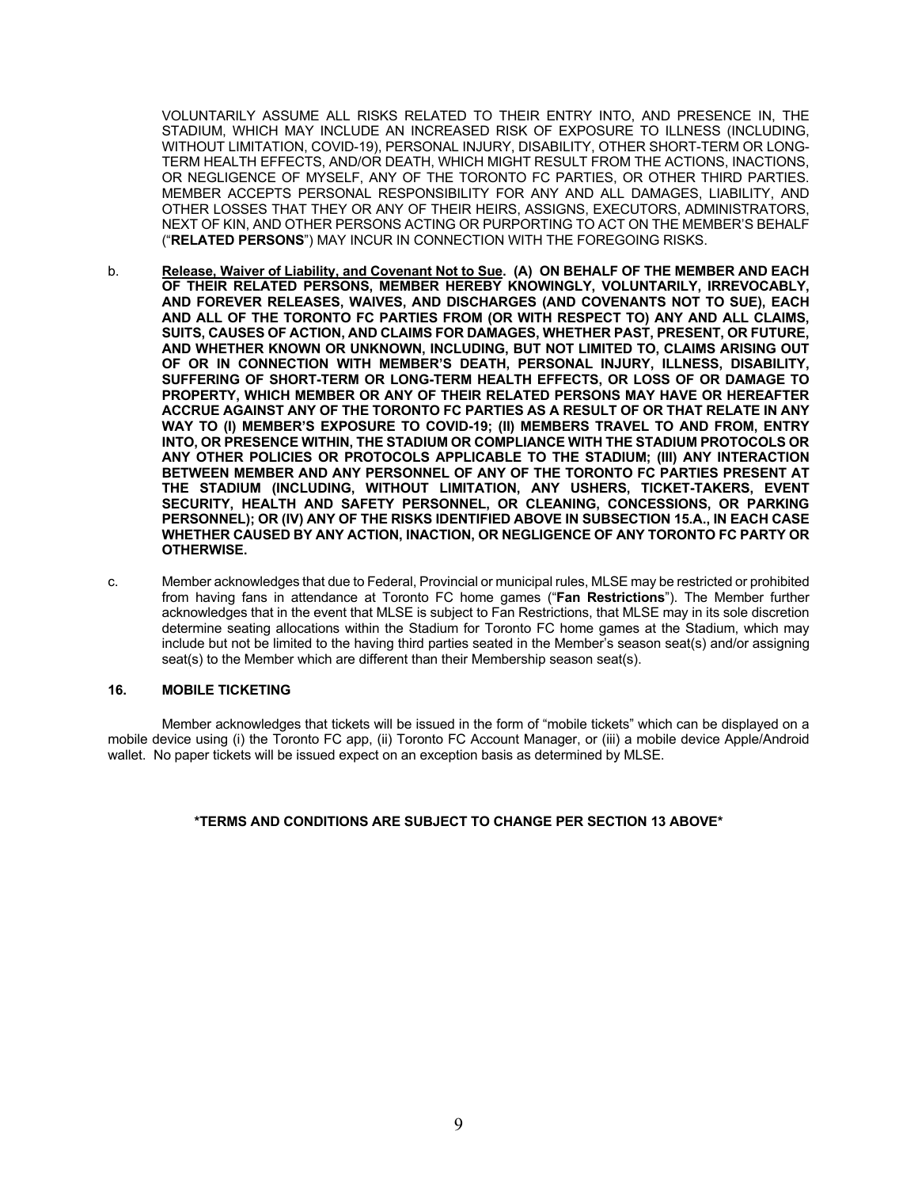VOLUNTARILY ASSUME ALL RISKS RELATED TO THEIR ENTRY INTO, AND PRESENCE IN, THE STADIUM, WHICH MAY INCLUDE AN INCREASED RISK OF EXPOSURE TO ILLNESS (INCLUDING, WITHOUT LIMITATION, COVID-19), PERSONAL INJURY, DISABILITY, OTHER SHORT-TERM OR LONG-TERM HEALTH EFFECTS, AND/OR DEATH, WHICH MIGHT RESULT FROM THE ACTIONS, INACTIONS, OR NEGLIGENCE OF MYSELF, ANY OF THE TORONTO FC PARTIES, OR OTHER THIRD PARTIES. MEMBER ACCEPTS PERSONAL RESPONSIBILITY FOR ANY AND ALL DAMAGES, LIABILITY, AND OTHER LOSSES THAT THEY OR ANY OF THEIR HEIRS, ASSIGNS, EXECUTORS, ADMINISTRATORS, NEXT OF KIN, AND OTHER PERSONS ACTING OR PURPORTING TO ACT ON THE MEMBER'S BEHALF ("**RELATED PERSONS**") MAY INCUR IN CONNECTION WITH THE FOREGOING RISKS.

b. **Release, Waiver of Liability, and Covenant Not to Sue. (A) ON BEHALF OF THE MEMBER AND EACH OF THEIR RELATED PERSONS, MEMBER HEREBY KNOWINGLY, VOLUNTARILY, IRREVOCABLY, AND FOREVER RELEASES, WAIVES, AND DISCHARGES (AND COVENANTS NOT TO SUE), EACH AND ALL OF THE TORONTO FC PARTIES FROM (OR WITH RESPECT TO) ANY AND ALL CLAIMS, SUITS, CAUSES OF ACTION, AND CLAIMS FOR DAMAGES, WHETHER PAST, PRESENT, OR FUTURE, AND WHETHER KNOWN OR UNKNOWN, INCLUDING, BUT NOT LIMITED TO, CLAIMS ARISING OUT OF OR IN CONNECTION WITH MEMBER'S DEATH, PERSONAL INJURY, ILLNESS, DISABILITY, SUFFERING OF SHORT-TERM OR LONG-TERM HEALTH EFFECTS, OR LOSS OF OR DAMAGE TO PROPERTY, WHICH MEMBER OR ANY OF THEIR RELATED PERSONS MAY HAVE OR HEREAFTER ACCRUE AGAINST ANY OF THE TORONTO FC PARTIES AS A RESULT OF OR THAT RELATE IN ANY WAY TO (I) MEMBER'S EXPOSURE TO COVID-19; (II) MEMBERS TRAVEL TO AND FROM, ENTRY INTO, OR PRESENCE WITHIN, THE STADIUM OR COMPLIANCE WITH THE STADIUM PROTOCOLS OR ANY OTHER POLICIES OR PROTOCOLS APPLICABLE TO THE STADIUM; (III) ANY INTERACTION BETWEEN MEMBER AND ANY PERSONNEL OF ANY OF THE TORONTO FC PARTIES PRESENT AT THE STADIUM (INCLUDING, WITHOUT LIMITATION, ANY USHERS, TICKET-TAKERS, EVENT SECURITY, HEALTH AND SAFETY PERSONNEL, OR CLEANING, CONCESSIONS, OR PARKING PERSONNEL); OR (IV) ANY OF THE RISKS IDENTIFIED ABOVE IN SUBSECTION 15.A., IN EACH CASE WHETHER CAUSED BY ANY ACTION, INACTION, OR NEGLIGENCE OF ANY TORONTO FC PARTY OR OTHERWISE.**

c. Member acknowledges that due to Federal, Provincial or municipal rules, MLSE may be restricted or prohibited from having fans in attendance at Toronto FC home games ("**Fan Restrictions**"). The Member further acknowledges that in the event that MLSE is subject to Fan Restrictions, that MLSE may in its sole discretion determine seating allocations within the Stadium for Toronto FC home games at the Stadium, which may include but not be limited to the having third parties seated in the Member's season seat(s) and/or assigning seat(s) to the Member which are different than their Membership season seat(s).

## 16. MOBILE TICKETING

Member acknowledges that tickets will be issued in the form of "mobile tickets" which can be displayed on a mobile device using (i) the Toronto FC app, (ii) Toronto FC Account Manager, or (iii) a mobile device Apple/Android wallet. No paper tickets will be issued expect on an exception basis as determined by MLSE.

**\*TERMS AND CONDITIONS ARE SUBJECT TO CHANGE PER SECTION 13 ABOVE\***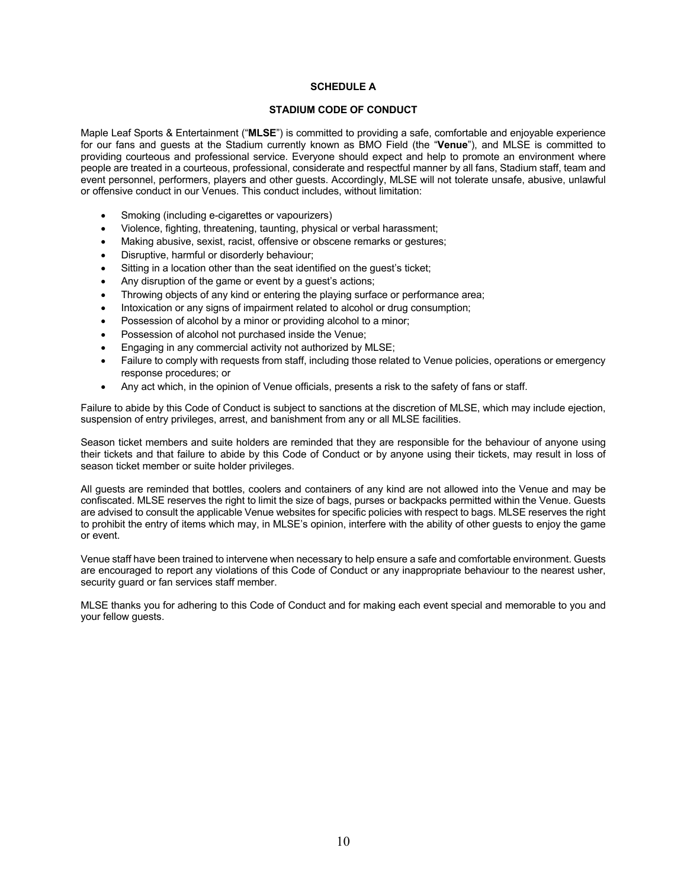**SCHEDULE A**

**STADIUM CODE OF CONDUCT**

Maple Leaf Sports & Entertainment ("**MLSE**") is committed to providing a safe, comfortable and enjoyable experience for our fans and guests at the Stadium currently known as BMO Field (the "**Venue**"), and MLSE is committed to providing courteous and professional service. Everyone should expect and help to promote an environment where people are treated in a courteous, professional, considerate and respectful manner by all fans, Stadium staff, team and event personnel, performers, players and other guests. Accordingly, MLSE will not tolerate unsafe, abusive, unlawful or offensive conduct in our Venues. This conduct includes, without limitation:

- Smoking (including e-cigarettes or vapourizers)
- Violence, fighting, threatening, taunting, physical or verbal harassment;
- Making abusive, sexist, racist, offensive or obscene remarks or gestures;
- Disruptive, harmful or disorderly behaviour;
- Sitting in a location other than the seat identified on the guest's ticket;
- Any disruption of the game or event by a guest's actions;
- Throwing objects of any kind or entering the playing surface or performance area;
- Intoxication or any signs of impairment related to alcohol or drug consumption;
- Possession of alcohol by a minor or providing alcohol to a minor;
- Possession of alcohol not purchased inside the Venue;
- Engaging in any commercial activity not authorized by MLSE;
- Failure to comply with requests from staff, including those related to Venue policies, operations or emergency response procedures; or
- Any act which, in the opinion of Venue officials, presents a risk to the safety of fans or staff.

Failure to abide by this Code of Conduct is subject to sanctions at the discretion of MLSE, which may include ejection, suspension of entry privileges, arrest, and banishment from any or all MLSE facilities.

Season ticket members and suite holders are reminded that they are responsible for the behaviour of anyone using their tickets and that failure to abide by this Code of Conduct or by anyone using their tickets, may result in loss of season ticket member or suite holder privileges.

All guests are reminded that bottles, coolers and containers of any kind are not allowed into the Venue and may be confiscated. MLSE reserves the right to limit the size of bags, purses or backpacks permitted within the Venue. Guests are advised to consult the applicable Venue websites for specific policies with respect to bags. MLSE reserves the right to prohibit the entry of items which may, in MLSE's opinion, interfere with the ability of other guests to enjoy the game or event.

Venue staff have been trained to intervene when necessary to help ensure a safe and comfortable environment. Guests are encouraged to report any violations of this Code of Conduct or any inappropriate behaviour to the nearest usher, security guard or fan services staff member.

MLSE thanks you for adhering to this Code of Conduct and for making each event special and memorable to you and your fellow guests.